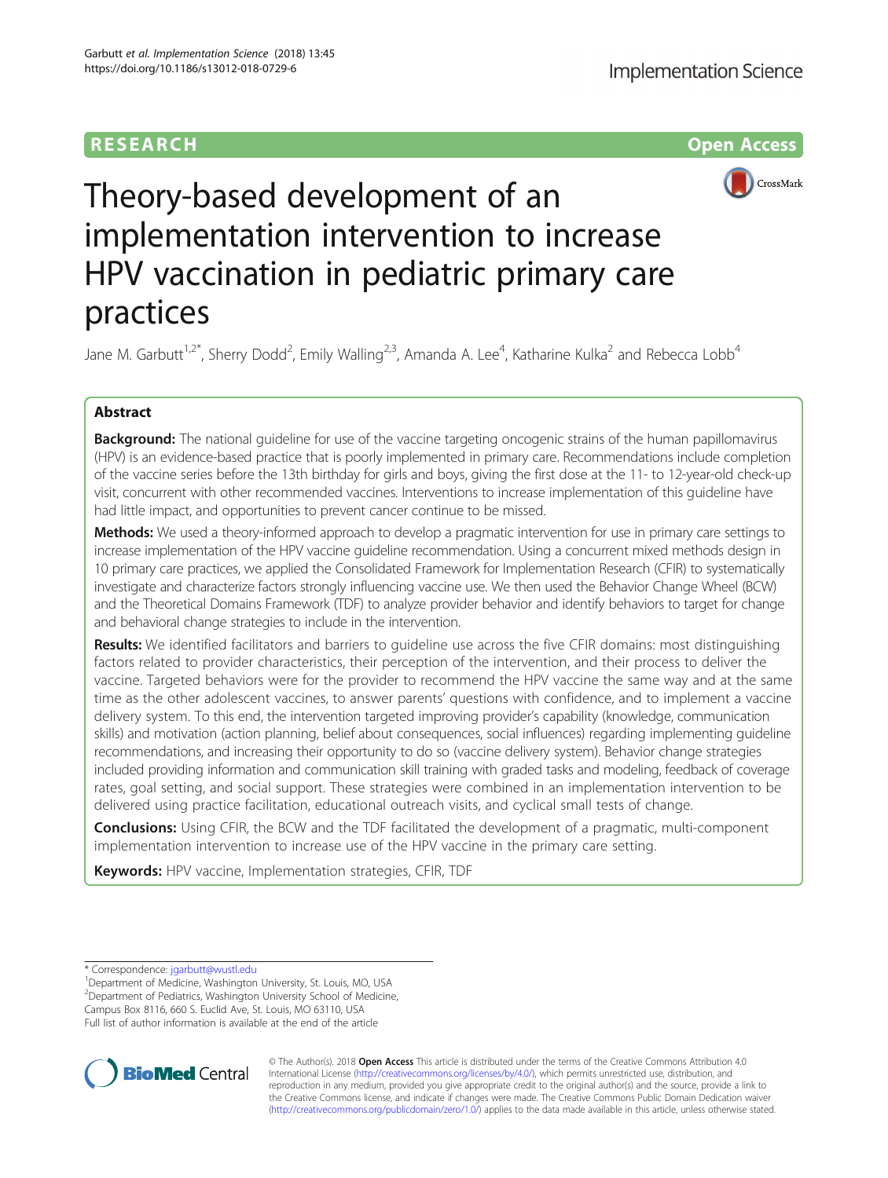RESEARCH Open Access

# Theory-based development of an implementation intervention to increase HPV vaccination in pediatric primary care practices

Jane M. Garbutt[1,2*], Sherry Dodd[2], Emily Walling[2,3], Amanda A. Lee[4], Katharine Kulka[2] and Rebecca Lobb[4]

## Abstract

**Background:** The national guideline for use of the vaccine targeting oncogenic strains of the human papillomavirus (HPV) is an evidence-based practice that is poorly implemented in primary care. Recommendations include completion of the vaccine series before the 13th birthday for girls and boys, giving the first dose at the 11- to 12-year-old check-up visit, concurrent with other recommended vaccines. Interventions to increase implementation of this guideline have had little impact, and opportunities to prevent cancer continue to be missed.

**Methods:** We used a theory-informed approach to develop a pragmatic intervention for use in primary care settings to increase implementation of the HPV vaccine guideline recommendation. Using a concurrent mixed methods design in 10 primary care practices, we applied the Consolidated Framework for Implementation Research (CFIR) to systematically investigate and characterize factors strongly influencing vaccine use. We then used the Behavior Change Wheel (BCW) and the Theoretical Domains Framework (TDF) to analyze provider behavior and identify behaviors to target for change and behavioral change strategies to include in the intervention.

**Results:** We identified facilitators and barriers to guideline use across the five CFIR domains: most distinguishing factors related to provider characteristics, their perception of the intervention, and their process to deliver the vaccine. Targeted behaviors were for the provider to recommend the HPV vaccine the same way and at the same time as the other adolescent vaccines, to answer parents' questions with confidence, and to implement a vaccine delivery system. To this end, the intervention targeted improving provider's capability (knowledge, communication skills) and motivation (action planning, belief about consequences, social influences) regarding implementing guideline recommendations, and increasing their opportunity to do so (vaccine delivery system). Behavior change strategies included providing information and communication skill training with graded tasks and modeling, feedback of coverage rates, goal setting, and social support. These strategies were combined in an implementation intervention to be delivered using practice facilitation, educational outreach visits, and cyclical small tests of change.

**Conclusions:** Using CFIR, the BCW and the TDF facilitated the development of a pragmatic, multi-component implementation intervention to increase use of the HPV vaccine in the primary care setting.

**Keywords:** HPV vaccine, Implementation strategies, CFIR, TDF

* Correspondence: jgarbutt@wustl.edu
[1]Department of Medicine, Washington University, St. Louis, MO, USA
[2]Department of Pediatrics, Washington University School of Medicine, Campus Box 8116, 660 S. Euclid Ave, St. Louis, MO 63110, USA
Full list of author information is available at the end of the article

© The Author(s). 2018 **Open Access** This article is distributed under the terms of the Creative Commons Attribution 4.0 International License (http://creativecommons.org/licenses/by/4.0/), which permits unrestricted use, distribution, and reproduction in any medium, provided you give appropriate credit to the original author(s) and the source, provide a link to the Creative Commons license, and indicate if changes were made. The Creative Commons Public Domain Dedication waiver (http://creativecommons.org/publicdomain/zero/1.0/) applies to the data made available in this article, unless otherwise stated.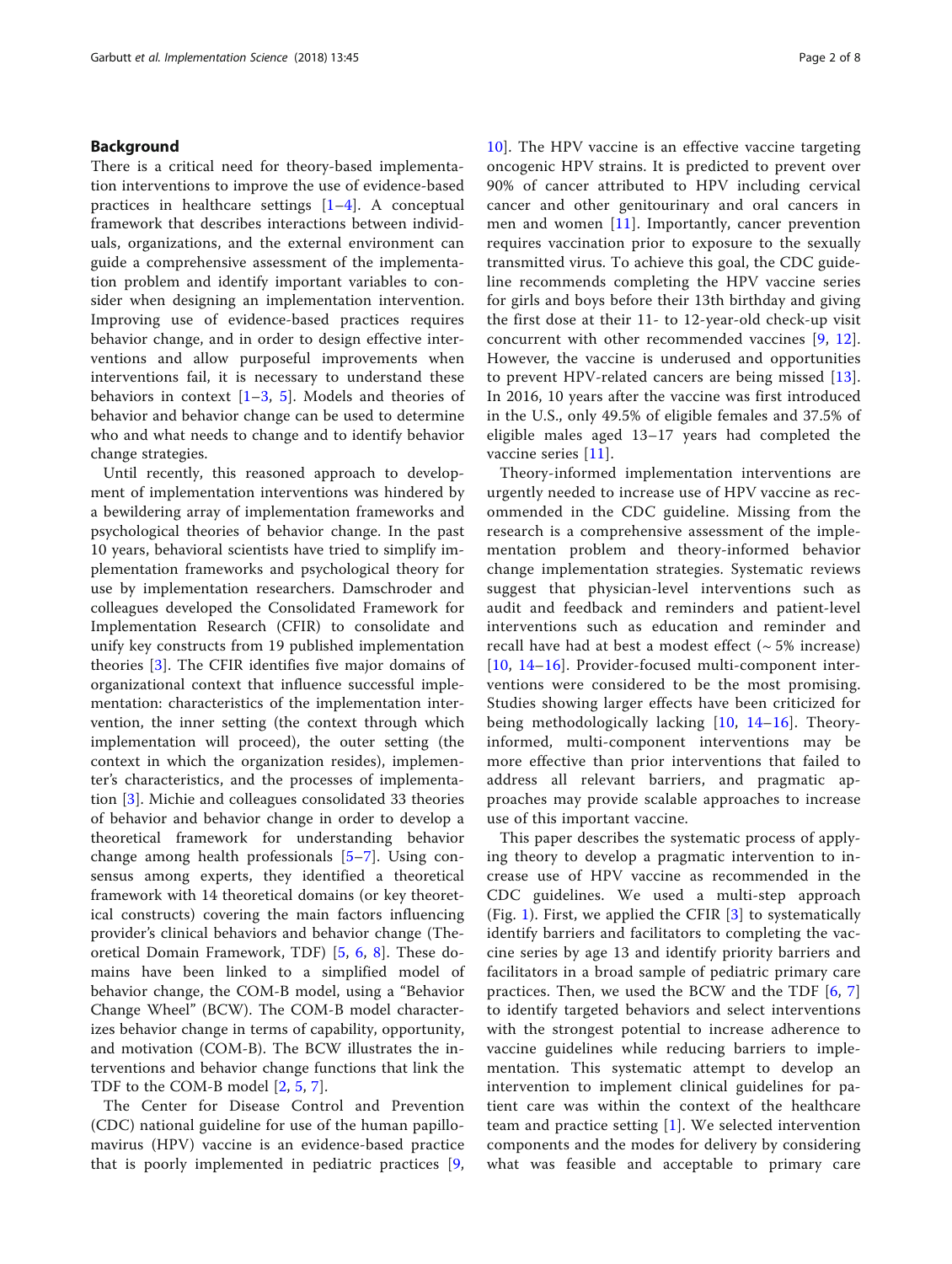## Background

There is a critical need for theory-based implementation interventions to improve the use of evidence-based practices in healthcare settings [1–4]. A conceptual framework that describes interactions between individuals, organizations, and the external environment can guide a comprehensive assessment of the implementation problem and identify important variables to consider when designing an implementation intervention. Improving use of evidence-based practices requires behavior change, and in order to design effective interventions and allow purposeful improvements when interventions fail, it is necessary to understand these behaviors in context [1–3, 5]. Models and theories of behavior and behavior change can be used to determine who and what needs to change and to identify behavior change strategies.

Until recently, this reasoned approach to development of implementation interventions was hindered by a bewildering array of implementation frameworks and psychological theories of behavior change. In the past 10 years, behavioral scientists have tried to simplify implementation frameworks and psychological theory for use by implementation researchers. Damschroder and colleagues developed the Consolidated Framework for Implementation Research (CFIR) to consolidate and unify key constructs from 19 published implementation theories [3]. The CFIR identifies five major domains of organizational context that influence successful implementation: characteristics of the implementation intervention, the inner setting (the context through which implementation will proceed), the outer setting (the context in which the organization resides), implementer's characteristics, and the processes of implementation [3]. Michie and colleagues consolidated 33 theories of behavior and behavior change in order to develop a theoretical framework for understanding behavior change among health professionals [5–7]. Using consensus among experts, they identified a theoretical framework with 14 theoretical domains (or key theoretical constructs) covering the main factors influencing provider's clinical behaviors and behavior change (Theoretical Domain Framework, TDF) [5, 6, 8]. These domains have been linked to a simplified model of behavior change, the COM-B model, using a "Behavior Change Wheel" (BCW). The COM-B model characterizes behavior change in terms of capability, opportunity, and motivation (COM-B). The BCW illustrates the interventions and behavior change functions that link the TDF to the COM-B model [2, 5, 7].

The Center for Disease Control and Prevention (CDC) national guideline for use of the human papillomavirus (HPV) vaccine is an evidence-based practice that is poorly implemented in pediatric practices [9, 10]. The HPV vaccine is an effective vaccine targeting oncogenic HPV strains. It is predicted to prevent over 90% of cancer attributed to HPV including cervical cancer and other genitourinary and oral cancers in men and women [11]. Importantly, cancer prevention requires vaccination prior to exposure to the sexually transmitted virus. To achieve this goal, the CDC guideline recommends completing the HPV vaccine series for girls and boys before their 13th birthday and giving the first dose at their 11- to 12-year-old check-up visit concurrent with other recommended vaccines [9, 12]. However, the vaccine is underused and opportunities to prevent HPV-related cancers are being missed [13]. In 2016, 10 years after the vaccine was first introduced in the U.S., only 49.5% of eligible females and 37.5% of eligible males aged 13–17 years had completed the vaccine series [11].

Theory-informed implementation interventions are urgently needed to increase use of HPV vaccine as recommended in the CDC guideline. Missing from the research is a comprehensive assessment of the implementation problem and theory-informed behavior change implementation strategies. Systematic reviews suggest that physician-level interventions such as audit and feedback and reminders and patient-level interventions such as education and reminder and recall have had at best a modest effect (~ 5% increase) [10, 14–16]. Provider-focused multi-component interventions were considered to be the most promising. Studies showing larger effects have been criticized for being methodologically lacking [10, 14–16]. Theory-informed, multi-component interventions may be more effective than prior interventions that failed to address all relevant barriers, and pragmatic approaches may provide scalable approaches to increase use of this important vaccine.

This paper describes the systematic process of applying theory to develop a pragmatic intervention to increase use of HPV vaccine as recommended in the CDC guidelines. We used a multi-step approach (Fig. 1). First, we applied the CFIR [3] to systematically identify barriers and facilitators to completing the vaccine series by age 13 and identify priority barriers and facilitators in a broad sample of pediatric primary care practices. Then, we used the BCW and the TDF [6, 7] to identify targeted behaviors and select interventions with the strongest potential to increase adherence to vaccine guidelines while reducing barriers to implementation. This systematic attempt to develop an intervention to implement clinical guidelines for patient care was within the context of the healthcare team and practice setting [1]. We selected intervention components and the modes for delivery by considering what was feasible and acceptable to primary care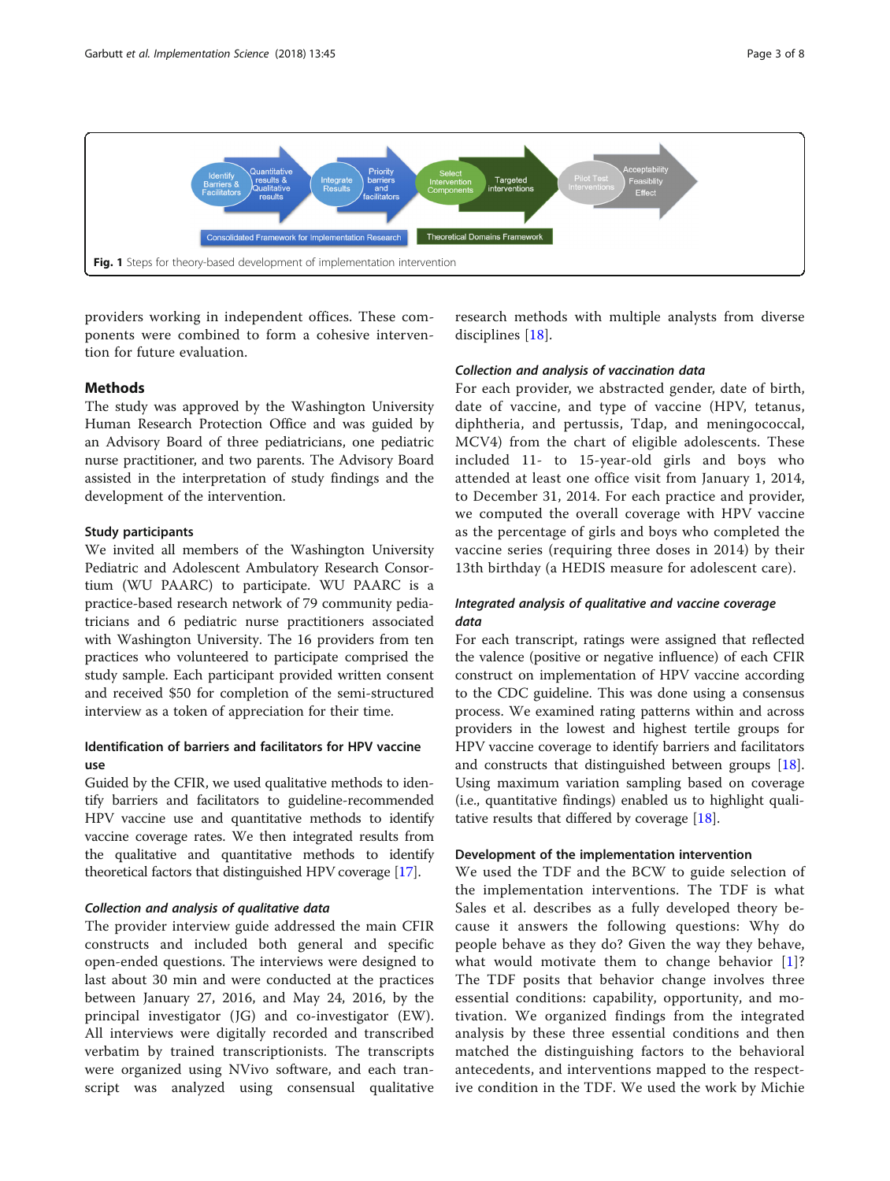providers working in independent offices. These components were combined to form a cohesive intervention for future evaluation.

Identify Barriers & Facilitators → Quantitative results & Qualitative results → Integrate Results → Priority barriers and facilitators → Select Intervention Components → Targeted interventions → Pilot Test Interventions → Acceptability Feasibility Effect

Consolidated Framework for Implementation Research | Theoretical Domains Framework

**Fig. 1** Steps for theory-based development of implementation intervention

## Methods

The study was approved by the Washington University Human Research Protection Office and was guided by an Advisory Board of three pediatricians, one pediatric nurse practitioner, and two parents. The Advisory Board assisted in the interpretation of study findings and the development of the intervention.

### Study participants

We invited all members of the Washington University Pediatric and Adolescent Ambulatory Research Consortium (WU PAARC) to participate. WU PAARC is a practice-based research network of 79 community pediatricians and 6 pediatric nurse practitioners associated with Washington University. The 16 providers from ten practices who volunteered to participate comprised the study sample. Each participant provided written consent and received $50 for completion of the semi-structured interview as a token of appreciation for their time.

### Identification of barriers and facilitators for HPV vaccine use

Guided by the CFIR, we used qualitative methods to identify barriers and facilitators to guideline-recommended HPV vaccine use and quantitative methods to identify vaccine coverage rates. We then integrated results from the qualitative and quantitative methods to identify theoretical factors that distinguished HPV coverage [17].

#### *Collection and analysis of qualitative data*

The provider interview guide addressed the main CFIR constructs and included both general and specific open-ended questions. The interviews were designed to last about 30 min and were conducted at the practices between January 27, 2016, and May 24, 2016, by the principal investigator (JG) and co-investigator (EW). All interviews were digitally recorded and transcribed verbatim by trained transcriptionists. The transcripts were organized using NVivo software, and each transcript was analyzed using consensual qualitative research methods with multiple analysts from diverse disciplines [18].

#### *Collection and analysis of vaccination data*

For each provider, we abstracted gender, date of birth, date of vaccine, and type of vaccine (HPV, tetanus, diphtheria, and pertussis, Tdap, and meningococcal, MCV4) from the chart of eligible adolescents. These included 11- to 15-year-old girls and boys who attended at least one office visit from January 1, 2014, to December 31, 2014. For each practice and provider, we computed the overall coverage with HPV vaccine as the percentage of girls and boys who completed the vaccine series (requiring three doses in 2014) by their 13th birthday (a HEDIS measure for adolescent care).

#### *Integrated analysis of qualitative and vaccine coverage data*

For each transcript, ratings were assigned that reflected the valence (positive or negative influence) of each CFIR construct on implementation of HPV vaccine according to the CDC guideline. This was done using a consensus process. We examined rating patterns within and across providers in the lowest and highest tertile groups for HPV vaccine coverage to identify barriers and facilitators and constructs that distinguished between groups [18]. Using maximum variation sampling based on coverage (i.e., quantitative findings) enabled us to highlight qualitative results that differed by coverage [18].

### Development of the implementation intervention

We used the TDF and the BCW to guide selection of the implementation interventions. The TDF is what Sales et al. describes as a fully developed theory because it answers the following questions: Why do people behave as they do? Given the way they behave, what would motivate them to change behavior [1]? The TDF posits that behavior change involves three essential conditions: capability, opportunity, and motivation. We organized findings from the integrated analysis by these three essential conditions and then matched the distinguishing factors to the behavioral antecedents, and interventions mapped to the respective condition in the TDF. We used the work by Michie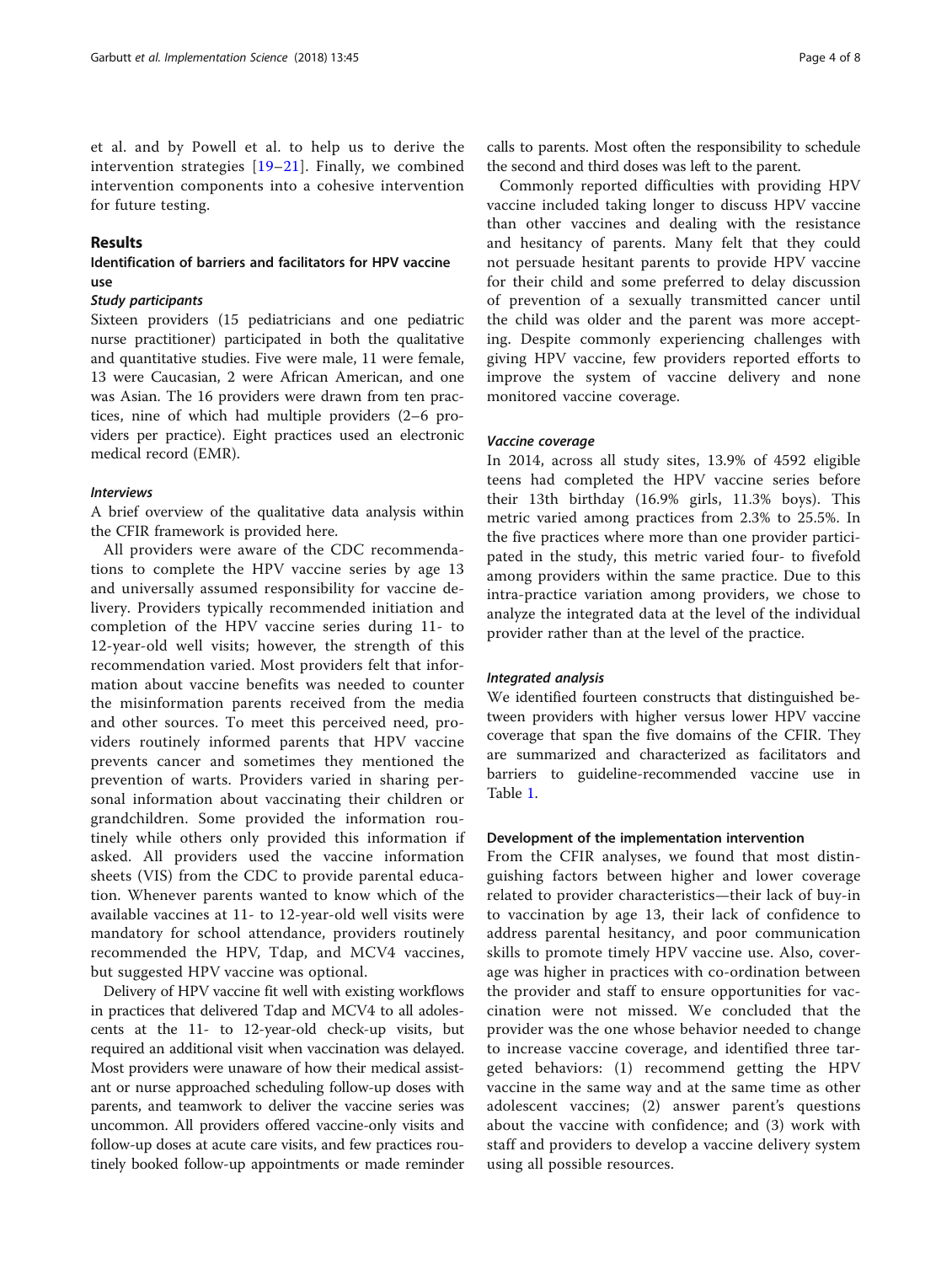et al. and by Powell et al. to help us to derive the intervention strategies [19–21]. Finally, we combined intervention components into a cohesive intervention for future testing.

## Results

### Identification of barriers and facilitators for HPV vaccine use

#### *Study participants*

Sixteen providers (15 pediatricians and one pediatric nurse practitioner) participated in both the qualitative and quantitative studies. Five were male, 11 were female, 13 were Caucasian, 2 were African American, and one was Asian. The 16 providers were drawn from ten practices, nine of which had multiple providers (2–6 providers per practice). Eight practices used an electronic medical record (EMR).

#### *Interviews*

A brief overview of the qualitative data analysis within the CFIR framework is provided here.

All providers were aware of the CDC recommendations to complete the HPV vaccine series by age 13 and universally assumed responsibility for vaccine delivery. Providers typically recommended initiation and completion of the HPV vaccine series during 11- to 12-year-old well visits; however, the strength of this recommendation varied. Most providers felt that information about vaccine benefits was needed to counter the misinformation parents received from the media and other sources. To meet this perceived need, providers routinely informed parents that HPV vaccine prevents cancer and sometimes they mentioned the prevention of warts. Providers varied in sharing personal information about vaccinating their children or grandchildren. Some provided the information routinely while others only provided this information if asked. All providers used the vaccine information sheets (VIS) from the CDC to provide parental education. Whenever parents wanted to know which of the available vaccines at 11- to 12-year-old well visits were mandatory for school attendance, providers routinely recommended the HPV, Tdap, and MCV4 vaccines, but suggested HPV vaccine was optional.

Delivery of HPV vaccine fit well with existing workflows in practices that delivered Tdap and MCV4 to all adolescents at the 11- to 12-year-old check-up visits, but required an additional visit when vaccination was delayed. Most providers were unaware of how their medical assistant or nurse approached scheduling follow-up doses with parents, and teamwork to deliver the vaccine series was uncommon. All providers offered vaccine-only visits and follow-up doses at acute care visits, and few practices routinely booked follow-up appointments or made reminder calls to parents. Most often the responsibility to schedule the second and third doses was left to the parent.

Commonly reported difficulties with providing HPV vaccine included taking longer to discuss HPV vaccine than other vaccines and dealing with the resistance and hesitancy of parents. Many felt that they could not persuade hesitant parents to provide HPV vaccine for their child and some preferred to delay discussion of prevention of a sexually transmitted cancer until the child was older and the parent was more accepting. Despite commonly experiencing challenges with giving HPV vaccine, few providers reported efforts to improve the system of vaccine delivery and none monitored vaccine coverage.

#### *Vaccine coverage*

In 2014, across all study sites, 13.9% of 4592 eligible teens had completed the HPV vaccine series before their 13th birthday (16.9% girls, 11.3% boys). This metric varied among practices from 2.3% to 25.5%. In the five practices where more than one provider participated in the study, this metric varied four- to fivefold among providers within the same practice. Due to this intra-practice variation among providers, we chose to analyze the integrated data at the level of the individual provider rather than at the level of the practice.

#### *Integrated analysis*

We identified fourteen constructs that distinguished between providers with higher versus lower HPV vaccine coverage that span the five domains of the CFIR. They are summarized and characterized as facilitators and barriers to guideline-recommended vaccine use in Table 1.

### Development of the implementation intervention

From the CFIR analyses, we found that most distinguishing factors between higher and lower coverage related to provider characteristics—their lack of buy-in to vaccination by age 13, their lack of confidence to address parental hesitancy, and poor communication skills to promote timely HPV vaccine use. Also, coverage was higher in practices with co-ordination between the provider and staff to ensure opportunities for vaccination were not missed. We concluded that the provider was the one whose behavior needed to change to increase vaccine coverage, and identified three targeted behaviors: (1) recommend getting the HPV vaccine in the same way and at the same time as other adolescent vaccines; (2) answer parent's questions about the vaccine with confidence; and (3) work with staff and providers to develop a vaccine delivery system using all possible resources.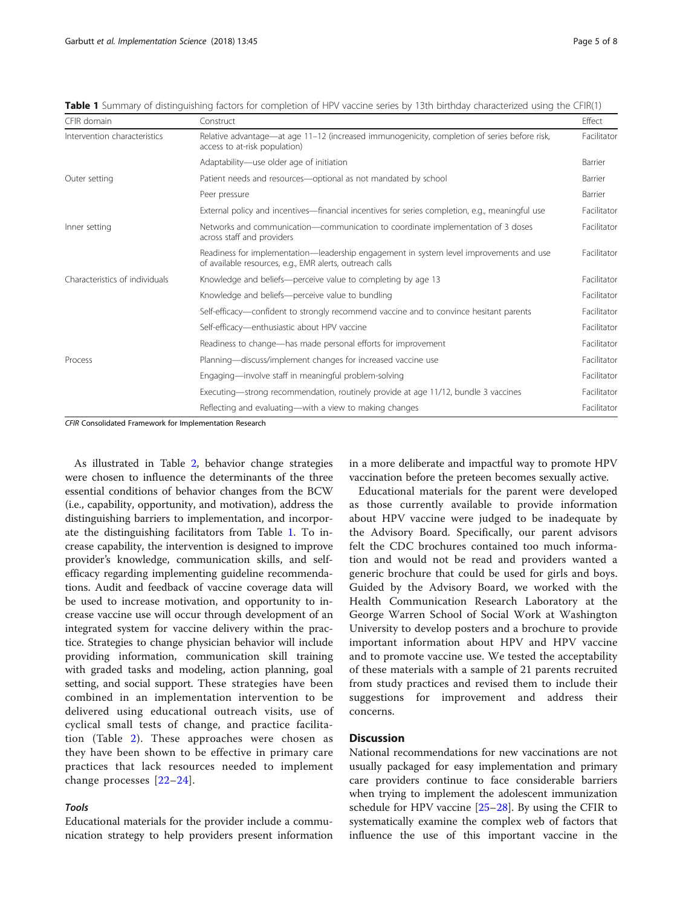**Table 1** Summary of distinguishing factors for completion of HPV vaccine series by 13th birthday characterized using the CFIR(1)

| CFIR domain | Construct | Effect |
|---|---|---|
| Intervention characteristics | Relative advantage—at age 11–12 (increased immunogenicity, completion of series before risk, access to at-risk population) | Facilitator |
| | Adaptability—use older age of initiation | Barrier |
| Outer setting | Patient needs and resources—optional as not mandated by school | Barrier |
| | Peer pressure | Barrier |
| | External policy and incentives—financial incentives for series completion, e.g., meaningful use | Facilitator |
| Inner setting | Networks and communication—communication to coordinate implementation of 3 doses across staff and providers | Facilitator |
| | Readiness for implementation—leadership engagement in system level improvements and use of available resources, e.g., EMR alerts, outreach calls | Facilitator |
| Characteristics of individuals | Knowledge and beliefs—perceive value to completing by age 13 | Facilitator |
| | Knowledge and beliefs—perceive value to bundling | Facilitator |
| | Self-efficacy—confident to strongly recommend vaccine and to convince hesitant parents | Facilitator |
| | Self-efficacy—enthusiastic about HPV vaccine | Facilitator |
| | Readiness to change—has made personal efforts for improvement | Facilitator |
| Process | Planning—discuss/implement changes for increased vaccine use | Facilitator |
| | Engaging—involve staff in meaningful problem-solving | Facilitator |
| | Executing—strong recommendation, routinely provide at age 11/12, bundle 3 vaccines | Facilitator |
| | Reflecting and evaluating—with a view to making changes | Facilitator |

*CFIR* Consolidated Framework for Implementation Research

As illustrated in Table 2, behavior change strategies were chosen to influence the determinants of the three essential conditions of behavior changes from the BCW (i.e., capability, opportunity, and motivation), address the distinguishing barriers to implementation, and incorporate the distinguishing facilitators from Table 1. To increase capability, the intervention is designed to improve provider's knowledge, communication skills, and self-efficacy regarding implementing guideline recommendations. Audit and feedback of vaccine coverage data will be used to increase motivation, and opportunity to increase vaccine use will occur through development of an integrated system for vaccine delivery within the practice. Strategies to change physician behavior will include providing information, communication skill training with graded tasks and modeling, action planning, goal setting, and social support. These strategies have been combined in an implementation intervention to be delivered using educational outreach visits, use of cyclical small tests of change, and practice facilitation (Table 2). These approaches were chosen as they have been shown to be effective in primary care practices that lack resources needed to implement change processes [22–24].

### *Tools*

Educational materials for the provider include a communication strategy to help providers present information in a more deliberate and impactful way to promote HPV vaccination before the preteen becomes sexually active.

Educational materials for the parent were developed as those currently available to provide information about HPV vaccine were judged to be inadequate by the Advisory Board. Specifically, our parent advisors felt the CDC brochures contained too much information and would not be read and providers wanted a generic brochure that could be used for girls and boys. Guided by the Advisory Board, we worked with the Health Communication Research Laboratory at the George Warren School of Social Work at Washington University to develop posters and a brochure to provide important information about HPV and HPV vaccine and to promote vaccine use. We tested the acceptability of these materials with a sample of 21 parents recruited from study practices and revised them to include their suggestions for improvement and address their concerns.

## Discussion

National recommendations for new vaccinations are not usually packaged for easy implementation and primary care providers continue to face considerable barriers when trying to implement the adolescent immunization schedule for HPV vaccine [25–28]. By using the CFIR to systematically examine the complex web of factors that influence the use of this important vaccine in the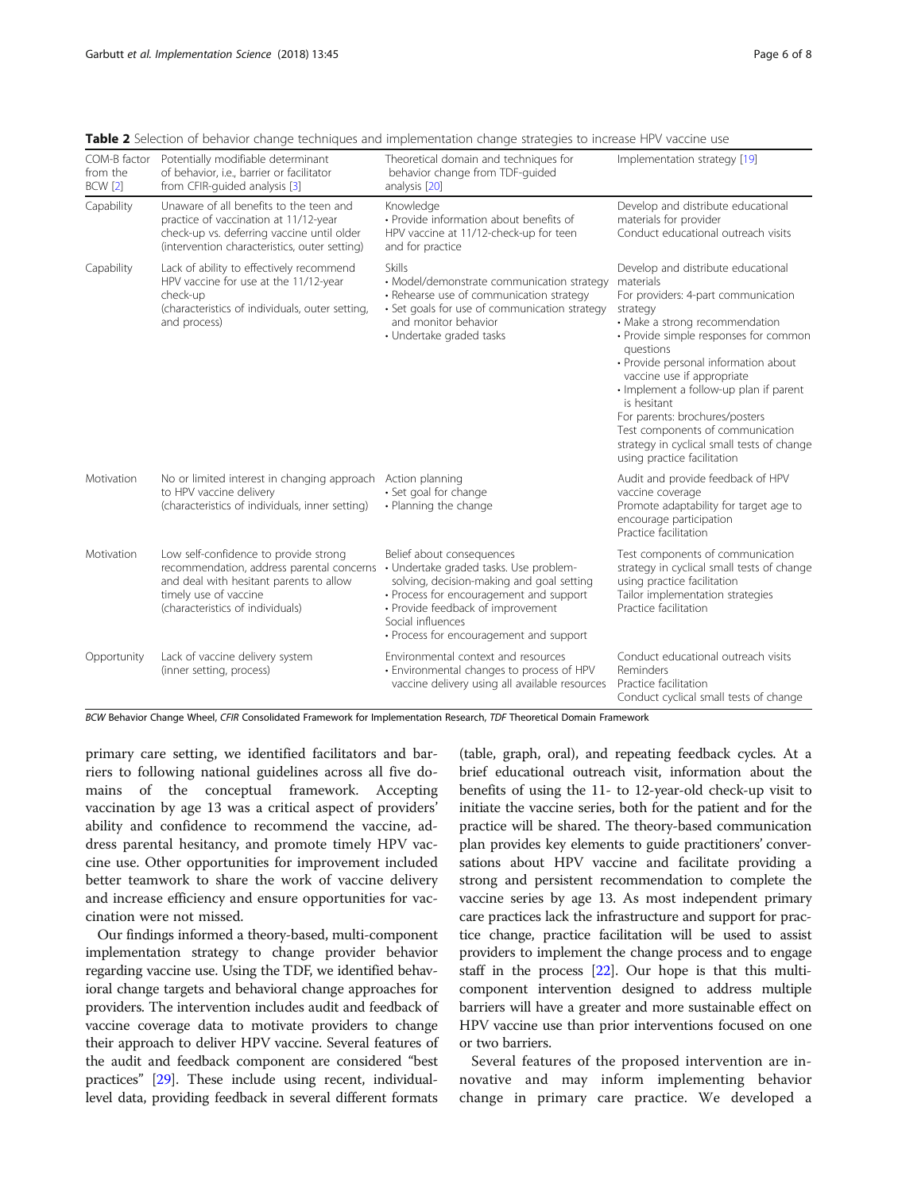**Table 2** Selection of behavior change techniques and implementation change strategies to increase HPV vaccine use

| COM-B factor from the BCW [2] | Potentially modifiable determinant of behavior, i.e., barrier or facilitator from CFIR-guided analysis [3] | Theoretical domain and techniques for behavior change from TDF-guided analysis [20] | Implementation strategy [19] |
|---|---|---|---|
| Capability | Unaware of all benefits to the teen and practice of vaccination at 11/12-year check-up vs. deferring vaccine until older (intervention characteristics, outer setting) | Knowledge<br>• Provide information about benefits of HPV vaccine at 11/12-check-up for teen and for practice | Develop and distribute educational materials for provider<br>Conduct educational outreach visits |
| Capability | Lack of ability to effectively recommend HPV vaccine for use at the 11/12-year check-up<br>(characteristics of individuals, outer setting, and process) | Skills<br>• Model/demonstrate communication strategy<br>• Rehearse use of communication strategy<br>• Set goals for use of communication strategy and monitor behavior<br>• Undertake graded tasks | Develop and distribute educational materials<br>For providers: 4-part communication strategy<br>• Make a strong recommendation<br>• Provide simple responses for common questions<br>• Provide personal information about vaccine use if appropriate<br>• Implement a follow-up plan if parent is hesitant<br>For parents: brochures/posters<br>Test components of communication strategy in cyclical small tests of change using practice facilitation |
| Motivation | No or limited interest in changing approach to HPV vaccine delivery<br>(characteristics of individuals, inner setting) | Action planning<br>• Set goal for change<br>• Planning the change | Audit and provide feedback of HPV vaccine coverage<br>Promote adaptability for target age to encourage participation<br>Practice facilitation |
| Motivation | Low self-confidence to provide strong recommendation, address parental concerns and deal with hesitant parents to allow timely use of vaccine<br>(characteristics of individuals) | Belief about consequences<br>• Undertake graded tasks. Use problem-solving, decision-making and goal setting<br>• Process for encouragement and support<br>• Provide feedback of improvement<br>Social influences<br>• Process for encouragement and support | Test components of communication strategy in cyclical small tests of change using practice facilitation<br>Tailor implementation strategies<br>Practice facilitation |
| Opportunity | Lack of vaccine delivery system<br>(inner setting, process) | Environmental context and resources<br>• Environmental changes to process of HPV vaccine delivery using all available resources | Conduct educational outreach visits<br>Reminders<br>Practice facilitation<br>Conduct cyclical small tests of change |

*BCW* Behavior Change Wheel, *CFIR* Consolidated Framework for Implementation Research, *TDF* Theoretical Domain Framework

primary care setting, we identified facilitators and barriers to following national guidelines across all five domains of the conceptual framework. Accepting vaccination by age 13 was a critical aspect of providers' ability and confidence to recommend the vaccine, address parental hesitancy, and promote timely HPV vaccine use. Other opportunities for improvement included better teamwork to share the work of vaccine delivery and increase efficiency and ensure opportunities for vaccination were not missed.

Our findings informed a theory-based, multi-component implementation strategy to change provider behavior regarding vaccine use. Using the TDF, we identified behavioral change targets and behavioral change approaches for providers. The intervention includes audit and feedback of vaccine coverage data to motivate providers to change their approach to deliver HPV vaccine. Several features of the audit and feedback component are considered "best practices" [29]. These include using recent, individual-level data, providing feedback in several different formats (table, graph, oral), and repeating feedback cycles. At a brief educational outreach visit, information about the benefits of using the 11- to 12-year-old check-up visit to initiate the vaccine series, both for the patient and for the practice will be shared. The theory-based communication plan provides key elements to guide practitioners' conversations about HPV vaccine and facilitate providing a strong and persistent recommendation to complete the vaccine series by age 13. As most independent primary care practices lack the infrastructure and support for practice change, practice facilitation will be used to assist providers to implement the change process and to engage staff in the process [22]. Our hope is that this multi-component intervention designed to address multiple barriers will have a greater and more sustainable effect on HPV vaccine use than prior interventions focused on one or two barriers.

Several features of the proposed intervention are innovative and may inform implementing behavior change in primary care practice. We developed a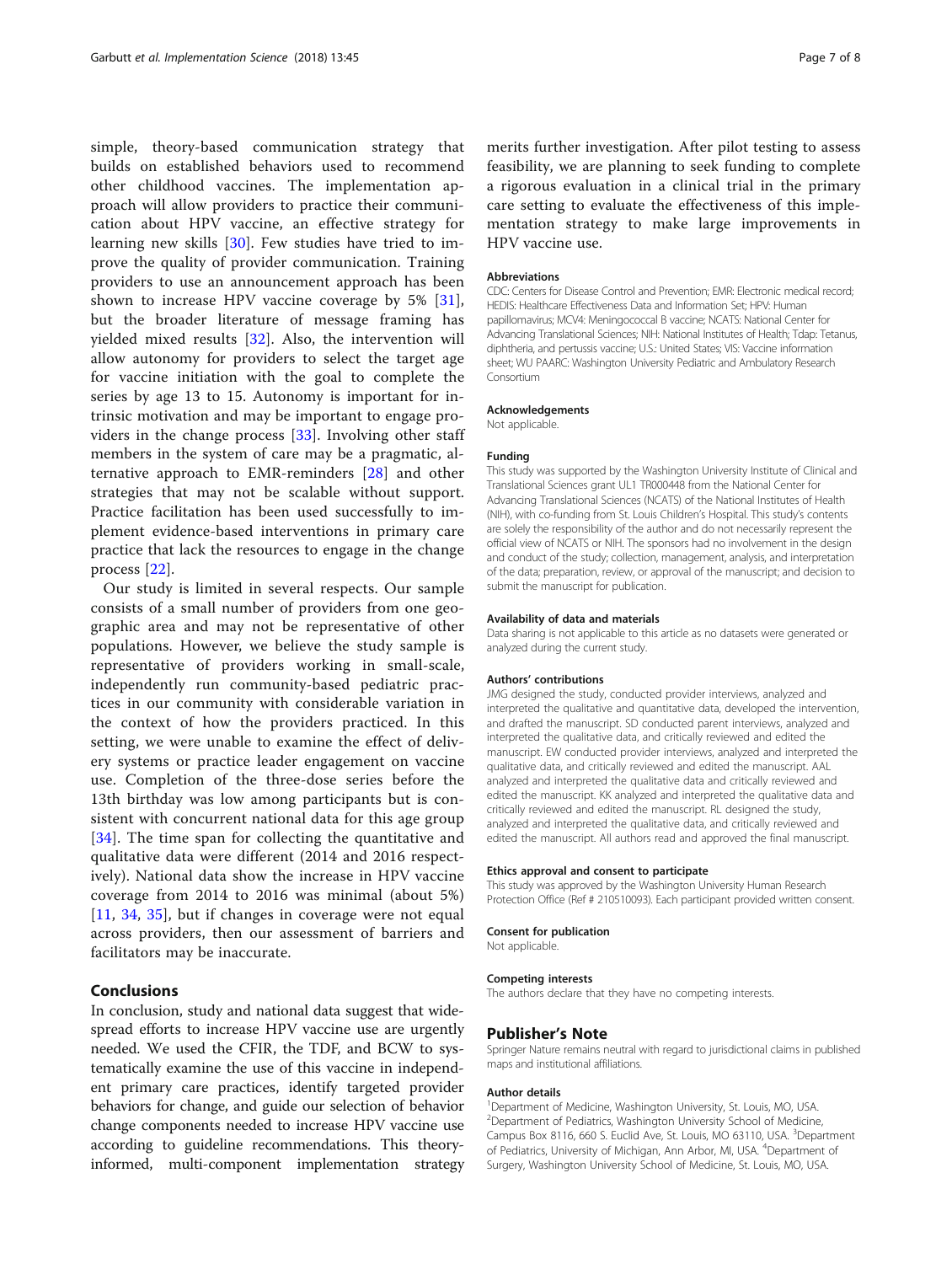simple, theory-based communication strategy that builds on established behaviors used to recommend other childhood vaccines. The implementation approach will allow providers to practice their communication about HPV vaccine, an effective strategy for learning new skills [30]. Few studies have tried to improve the quality of provider communication. Training providers to use an announcement approach has been shown to increase HPV vaccine coverage by 5% [31], but the broader literature of message framing has yielded mixed results [32]. Also, the intervention will allow autonomy for providers to select the target age for vaccine initiation with the goal to complete the series by age 13 to 15. Autonomy is important for intrinsic motivation and may be important to engage providers in the change process [33]. Involving other staff members in the system of care may be a pragmatic, alternative approach to EMR-reminders [28] and other strategies that may not be scalable without support. Practice facilitation has been used successfully to implement evidence-based interventions in primary care practice that lack the resources to engage in the change process [22].

Our study is limited in several respects. Our sample consists of a small number of providers from one geographic area and may not be representative of other populations. However, we believe the study sample is representative of providers working in small-scale, independently run community-based pediatric practices in our community with considerable variation in the context of how the providers practiced. In this setting, we were unable to examine the effect of delivery systems or practice leader engagement on vaccine use. Completion of the three-dose series before the 13th birthday was low among participants but is consistent with concurrent national data for this age group [34]. The time span for collecting the quantitative and qualitative data were different (2014 and 2016 respectively). National data show the increase in HPV vaccine coverage from 2014 to 2016 was minimal (about 5%) [11, 34, 35], but if changes in coverage were not equal across providers, then our assessment of barriers and facilitators may be inaccurate.

## Conclusions

In conclusion, study and national data suggest that widespread efforts to increase HPV vaccine use are urgently needed. We used the CFIR, the TDF, and BCW to systematically examine the use of this vaccine in independent primary care practices, identify targeted provider behaviors for change, and guide our selection of behavior change components needed to increase HPV vaccine use according to guideline recommendations. This theory-informed, multi-component implementation strategy merits further investigation. After pilot testing to assess feasibility, we are planning to seek funding to complete a rigorous evaluation in a clinical trial in the primary care setting to evaluate the effectiveness of this implementation strategy to make large improvements in HPV vaccine use.

### Abbreviations

CDC: Centers for Disease Control and Prevention; EMR: Electronic medical record; HEDIS: Healthcare Effectiveness Data and Information Set; HPV: Human papillomavirus; MCV4: Meningococcal B vaccine; NCATS: National Center for Advancing Translational Sciences; NIH: National Institutes of Health; Tdap: Tetanus, diphtheria, and pertussis vaccine; U.S.: United States; VIS: Vaccine information sheet; WU PAARC: Washington University Pediatric and Ambulatory Research Consortium

### Acknowledgements

Not applicable.

### Funding

This study was supported by the Washington University Institute of Clinical and Translational Sciences grant UL1 TR000448 from the National Center for Advancing Translational Sciences (NCATS) of the National Institutes of Health (NIH), with co-funding from St. Louis Children's Hospital. This study's contents are solely the responsibility of the author and do not necessarily represent the official view of NCATS or NIH. The sponsors had no involvement in the design and conduct of the study; collection, management, analysis, and interpretation of the data; preparation, review, or approval of the manuscript; and decision to submit the manuscript for publication.

### Availability of data and materials

Data sharing is not applicable to this article as no datasets were generated or analyzed during the current study.

### Authors' contributions

JMG designed the study, conducted provider interviews, analyzed and interpreted the qualitative and quantitative data, developed the intervention, and drafted the manuscript. SD conducted parent interviews, analyzed and interpreted the qualitative data, and critically reviewed and edited the manuscript. EW conducted provider interviews, analyzed and interpreted the qualitative data, and critically reviewed and edited the manuscript. AAL analyzed and interpreted the qualitative data and critically reviewed and edited the manuscript. KK analyzed and interpreted the qualitative data and critically reviewed and edited the manuscript. RL designed the study, analyzed and interpreted the qualitative data, and critically reviewed and edited the manuscript. All authors read and approved the final manuscript.

### Ethics approval and consent to participate

This study was approved by the Washington University Human Research Protection Office (Ref # 210510093). Each participant provided written consent.

### Consent for publication

Not applicable.

### Competing interests

The authors declare that they have no competing interests.

## Publisher's Note

Springer Nature remains neutral with regard to jurisdictional claims in published maps and institutional affiliations.

### Author details

[1]Department of Medicine, Washington University, St. Louis, MO, USA. [2]Department of Pediatrics, Washington University School of Medicine, Campus Box 8116, 660 S. Euclid Ave, St. Louis, MO 63110, USA. [3]Department of Pediatrics, University of Michigan, Ann Arbor, MI, USA. [4]Department of Surgery, Washington University School of Medicine, St. Louis, MO, USA.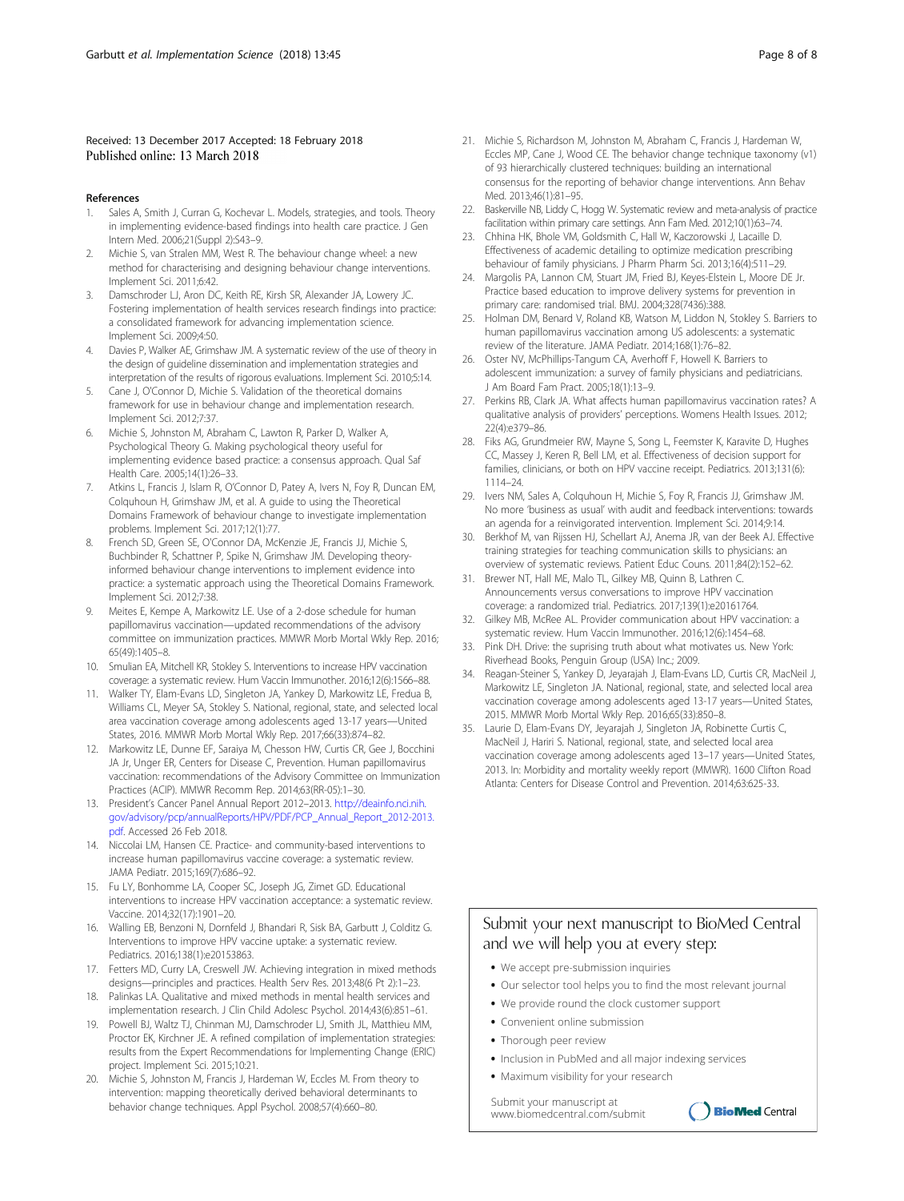Received: 13 December 2017 Accepted: 18 February 2018
Published online: 13 March 2018

## References

1. Sales A, Smith J, Curran G, Kochevar L. Models, strategies, and tools. Theory in implementing evidence-based findings into health care practice. J Gen Intern Med. 2006;21(Suppl 2):S43–9.
2. Michie S, van Stralen MM, West R. The behaviour change wheel: a new method for characterising and designing behaviour change interventions. Implement Sci. 2011;6:42.
3. Damschroder LJ, Aron DC, Keith RE, Kirsh SR, Alexander JA, Lowery JC. Fostering implementation of health services research findings into practice: a consolidated framework for advancing implementation science. Implement Sci. 2009;4:50.
4. Davies P, Walker AE, Grimshaw JM. A systematic review of the use of theory in the design of guideline dissemination and implementation strategies and interpretation of the results of rigorous evaluations. Implement Sci. 2010;5:14.
5. Cane J, O'Connor D, Michie S. Validation of the theoretical domains framework for use in behaviour change and implementation research. Implement Sci. 2012;7:37.
6. Michie S, Johnston M, Abraham C, Lawton R, Parker D, Walker A, Psychological Theory G. Making psychological theory useful for implementing evidence based practice: a consensus approach. Qual Saf Health Care. 2005;14(1):26–33.
7. Atkins L, Francis J, Islam R, O'Connor D, Patey A, Ivers N, Foy R, Duncan EM, Colquhoun H, Grimshaw JM, et al. A guide to using the Theoretical Domains Framework of behaviour change to investigate implementation problems. Implement Sci. 2017;12(1):77.
8. French SD, Green SE, O'Connor DA, McKenzie JE, Francis JJ, Michie S, Buchbinder R, Schattner P, Spike N, Grimshaw JM. Developing theory-informed behaviour change interventions to implement evidence into practice: a systematic approach using the Theoretical Domains Framework. Implement Sci. 2012;7:38.
9. Meites E, Kempe A, Markowitz LE. Use of a 2-dose schedule for human papillomavirus vaccination—updated recommendations of the advisory committee on immunization practices. MMWR Morb Mortal Wkly Rep. 2016; 65(49):1405–8.
10. Smulian EA, Mitchell KR, Stokley S. Interventions to increase HPV vaccination coverage: a systematic review. Hum Vaccin Immunother. 2016;12(6):1566–88.
11. Walker TY, Elam-Evans LD, Singleton JA, Yankey D, Markowitz LE, Fredua B, Williams CL, Meyer SA, Stokley S. National, regional, state, and selected local area vaccination coverage among adolescents aged 13-17 years—United States, 2016. MMWR Morb Mortal Wkly Rep. 2017;66(33):874–82.
12. Markowitz LE, Dunne EF, Saraiya M, Chesson HW, Curtis CR, Gee J, Bocchini JA Jr, Unger ER, Centers for Disease C, Prevention. Human papillomavirus vaccination: recommendations of the Advisory Committee on Immunization Practices (ACIP). MMWR Recomm Rep. 2014;63(RR-05):1–30.
13. President's Cancer Panel Annual Report 2012–2013. http://deainfo.nci.nih.gov/advisory/pcp/annualReports/HPV/PDF/PCP_Annual_Report_2012-2013.pdf. Accessed 26 Feb 2018.
14. Niccolai LM, Hansen CE. Practice- and community-based interventions to increase human papillomavirus vaccine coverage: a systematic review. JAMA Pediatr. 2015;169(7):686–92.
15. Fu LY, Bonhomme LA, Cooper SC, Joseph JG, Zimet GD. Educational interventions to increase HPV vaccination acceptance: a systematic review. Vaccine. 2014;32(17):1901–20.
16. Walling EB, Benzoni N, Dornfeld J, Bhandari R, Sisk BA, Garbutt J, Colditz G. Interventions to improve HPV vaccine uptake: a systematic review. Pediatrics. 2016;138(1):e20153863.
17. Fetters MD, Curry LA, Creswell JW. Achieving integration in mixed methods designs—principles and practices. Health Serv Res. 2013;48(6 Pt 2):1–23.
18. Palinkas LA. Qualitative and mixed methods in mental health services and implementation research. J Clin Child Adolesc Psychol. 2014;43(6):851–61.
19. Powell BJ, Waltz TJ, Chinman MJ, Damschroder LJ, Smith JL, Matthieu MM, Proctor EK, Kirchner JE. A refined compilation of implementation strategies: results from the Expert Recommendations for Implementing Change (ERIC) project. Implement Sci. 2015;10:21.
20. Michie S, Johnston M, Francis J, Hardeman W, Eccles M. From theory to intervention: mapping theoretically derived behavioral determinants to behavior change techniques. Appl Psychol. 2008;57(4):660–80.
21. Michie S, Richardson M, Johnston M, Abraham C, Francis J, Hardeman W, Eccles MP, Cane J, Wood CE. The behavior change technique taxonomy (v1) of 93 hierarchically clustered techniques: building an international consensus for the reporting of behavior change interventions. Ann Behav Med. 2013;46(1):81–95.
22. Baskerville NB, Liddy C, Hogg W. Systematic review and meta-analysis of practice facilitation within primary care settings. Ann Fam Med. 2012;10(1):63–74.
23. Chhina HK, Bhole VM, Goldsmith C, Hall W, Kaczorowski J, Lacaille D. Effectiveness of academic detailing to optimize medication prescribing behaviour of family physicians. J Pharm Pharm Sci. 2013;16(4):511–29.
24. Margolis PA, Lannon CM, Stuart JM, Fried BJ, Keyes-Elstein L, Moore DE Jr. Practice based education to improve delivery systems for prevention in primary care: randomised trial. BMJ. 2004;328(7436):388.
25. Holman DM, Benard V, Roland KB, Watson M, Liddon N, Stokley S. Barriers to human papillomavirus vaccination among US adolescents: a systematic review of the literature. JAMA Pediatr. 2014;168(1):76–82.
26. Oster NV, McPhillips-Tangum CA, Averhoff F, Howell K. Barriers to adolescent immunization: a survey of family physicians and pediatricians. J Am Board Fam Pract. 2005;18(1):13–9.
27. Perkins RB, Clark JA. What affects human papillomavirus vaccination rates? A qualitative analysis of providers' perceptions. Womens Health Issues. 2012; 22(4):e379–86.
28. Fiks AG, Grundmeier RW, Mayne S, Song L, Feemster K, Karavite D, Hughes CC, Massey J, Keren R, Bell LM, et al. Effectiveness of decision support for families, clinicians, or both on HPV vaccine receipt. Pediatrics. 2013;131(6): 1114–24.
29. Ivers NM, Sales A, Colquhoun H, Michie S, Foy R, Francis JJ, Grimshaw JM. No more 'business as usual' with audit and feedback interventions: towards an agenda for a reinvigorated intervention. Implement Sci. 2014;9:14.
30. Berkhof M, van Rijssen HJ, Schellart AJ, Anema JR, van der Beek AJ. Effective training strategies for teaching communication skills to physicians: an overview of systematic reviews. Patient Educ Couns. 2011;84(2):152–62.
31. Brewer NT, Hall ME, Malo TL, Gilkey MB, Quinn B, Lathren C. Announcements versus conversations to improve HPV vaccination coverage: a randomized trial. Pediatrics. 2017;139(1):e20161764.
32. Gilkey MB, McRee AL. Provider communication about HPV vaccination: a systematic review. Hum Vaccin Immunother. 2016;12(6):1454–68.
33. Pink DH. Drive: the suprising truth about what motivates us. New York: Riverhead Books, Penguin Group (USA) Inc.; 2009.
34. Reagan-Steiner S, Yankey D, Jeyarajah J, Elam-Evans LD, Curtis CR, MacNeil J, Markowitz LE, Singleton JA. National, regional, state, and selected local area vaccination coverage among adolescents aged 13-17 years—United States, 2015. MMWR Morb Mortal Wkly Rep. 2016;65(33):850–8.
35. Laurie D, Elam-Evans DY, Jeyarajah J, Singleton JA, Robinette Curtis C, MacNeil J, Hariri S. National, regional, state, and selected local area vaccination coverage among adolescents aged 13–17 years—United States, 2013. In: Morbidity and mortality weekly report (MMWR). 1600 Clifton Road Atlanta: Centers for Disease Control and Prevention. 2014;63:625-33.

Submit your next manuscript to BioMed Central and we will help you at every step:

- We accept pre-submission inquiries
- Our selector tool helps you to find the most relevant journal
- We provide round the clock customer support
- Convenient online submission
- Thorough peer review
- Inclusion in PubMed and all major indexing services
- Maximum visibility for your research

Submit your manuscript at
www.biomedcentral.com/submit

BioMed Central